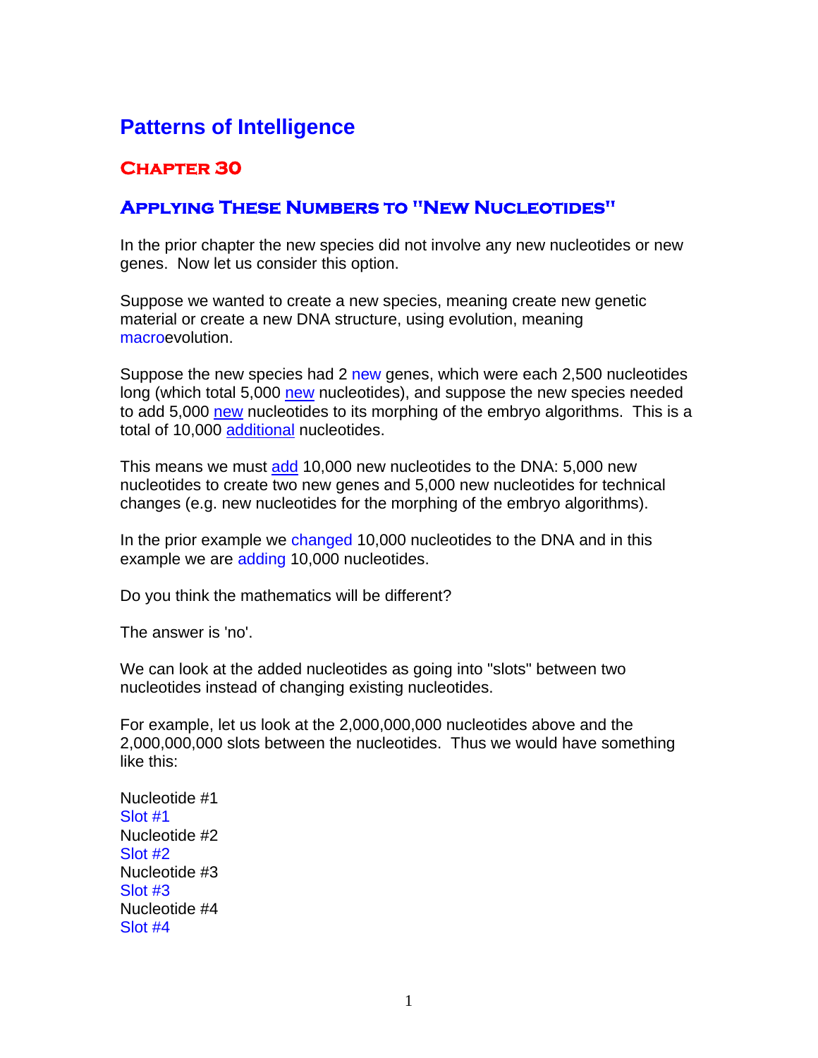# Patterns of Intelligence

## Chapter 30

### Applying These Numbers to "New Nucleotides"

In the prior chapter the new species did not involve any new nucleotides or new genes. Now let us consider this option.

Suppose we wanted to create a new species, meaning create new genetic material or create a new DNA structure, using evolution, meaning macroevolution.

Suppose the new species had 2 new genes, which were each 2,500 nucleotides long (which total 5,000 new nucleotides), and suppose the new species needed to add 5,000 new nucleotides to its morphing of the embryo algorithms. This is a total of 10,000 additional nucleotides.

This means we must add 10,000 new nucleotides to the DNA: 5,000 new nucleotides to create two new genes and 5,000 new nucleotides for technical changes (e.g. new nucleotides for the morphing of the embryo algorithms).

In the prior example we changed 10,000 nucleotides to the DNA and in this example we are adding 10,000 nucleotides.

Do you think the mathematics will be different?

The answer is 'no'.

We can look at the added nucleotides as going into "slots" between two nucleotides instead of changing existing nucleotides.

For example, let us look at the 2,000,000,000 nucleotides above and the 2,000,000,000 slots between the nucleotides. Thus we would have something like this:

Nucleotide #1
Slot #1
Nucleotide #2
Slot #2
Nucleotide #3
Slot #3
Nucleotide #4
Slot #4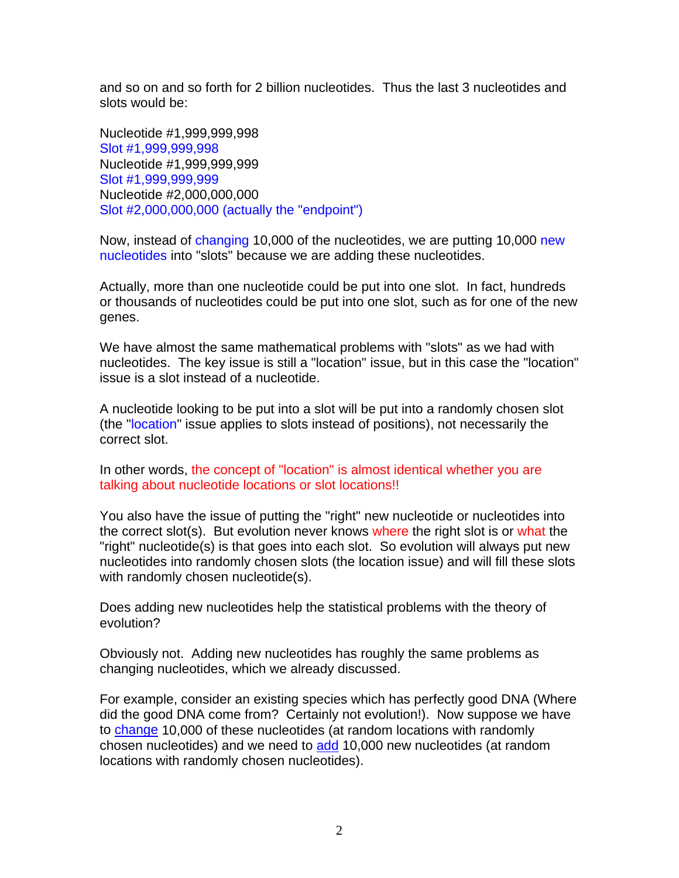and so on and so forth for 2 billion nucleotides. Thus the last 3 nucleotides and slots would be:

Nucleotide #1,999,999,998
Slot #1,999,999,998
Nucleotide #1,999,999,999
Slot #1,999,999,999
Nucleotide #2,000,000,000
Slot #2,000,000,000 (actually the "endpoint")

Now, instead of changing 10,000 of the nucleotides, we are putting 10,000 new nucleotides into "slots" because we are adding these nucleotides.

Actually, more than one nucleotide could be put into one slot. In fact, hundreds or thousands of nucleotides could be put into one slot, such as for one of the new genes.

We have almost the same mathematical problems with "slots" as we had with nucleotides. The key issue is still a "location" issue, but in this case the "location" issue is a slot instead of a nucleotide.

A nucleotide looking to be put into a slot will be put into a randomly chosen slot (the "location" issue applies to slots instead of positions), not necessarily the correct slot.

In other words, the concept of "location" is almost identical whether you are talking about nucleotide locations or slot locations!!

You also have the issue of putting the "right" new nucleotide or nucleotides into the correct slot(s). But evolution never knows where the right slot is or what the "right" nucleotide(s) is that goes into each slot. So evolution will always put new nucleotides into randomly chosen slots (the location issue) and will fill these slots with randomly chosen nucleotide(s).

Does adding new nucleotides help the statistical problems with the theory of evolution?

Obviously not. Adding new nucleotides has roughly the same problems as changing nucleotides, which we already discussed.

For example, consider an existing species which has perfectly good DNA (Where did the good DNA come from? Certainly not evolution!). Now suppose we have to change 10,000 of these nucleotides (at random locations with randomly chosen nucleotides) and we need to add 10,000 new nucleotides (at random locations with randomly chosen nucleotides).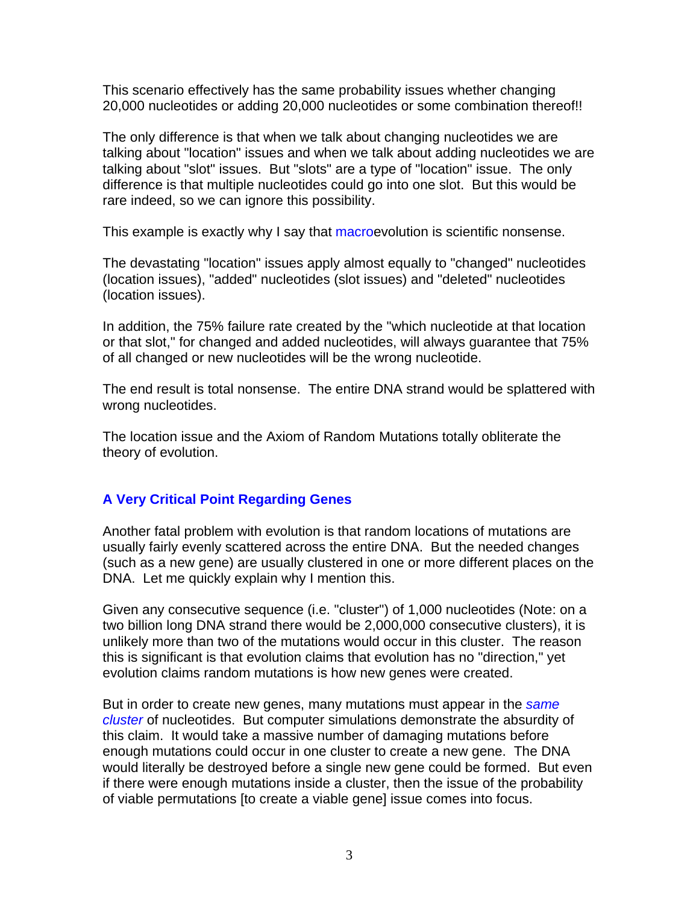This scenario effectively has the same probability issues whether changing 20,000 nucleotides or adding 20,000 nucleotides or some combination thereof!!

The only difference is that when we talk about changing nucleotides we are talking about "location" issues and when we talk about adding nucleotides we are talking about "slot" issues. But "slots" are a type of "location" issue. The only difference is that multiple nucleotides could go into one slot. But this would be rare indeed, so we can ignore this possibility.

This example is exactly why I say that macroevolution is scientific nonsense.

The devastating "location" issues apply almost equally to "changed" nucleotides (location issues), "added" nucleotides (slot issues) and "deleted" nucleotides (location issues).

In addition, the 75% failure rate created by the "which nucleotide at that location or that slot," for changed and added nucleotides, will always guarantee that 75% of all changed or new nucleotides will be the wrong nucleotide.

The end result is total nonsense. The entire DNA strand would be splattered with wrong nucleotides.

The location issue and the Axiom of Random Mutations totally obliterate the theory of evolution.

### A Very Critical Point Regarding Genes

Another fatal problem with evolution is that random locations of mutations are usually fairly evenly scattered across the entire DNA. But the needed changes (such as a new gene) are usually clustered in one or more different places on the DNA. Let me quickly explain why I mention this.

Given any consecutive sequence (i.e. "cluster") of 1,000 nucleotides (Note: on a two billion long DNA strand there would be 2,000,000 consecutive clusters), it is unlikely more than two of the mutations would occur in this cluster. The reason this is significant is that evolution claims that evolution has no "direction," yet evolution claims random mutations is how new genes were created.

But in order to create new genes, many mutations must appear in the *same cluster* of nucleotides. But computer simulations demonstrate the absurdity of this claim. It would take a massive number of damaging mutations before enough mutations could occur in one cluster to create a new gene. The DNA would literally be destroyed before a single new gene could be formed. But even if there were enough mutations inside a cluster, then the issue of the probability of viable permutations [to create a viable gene] issue comes into focus.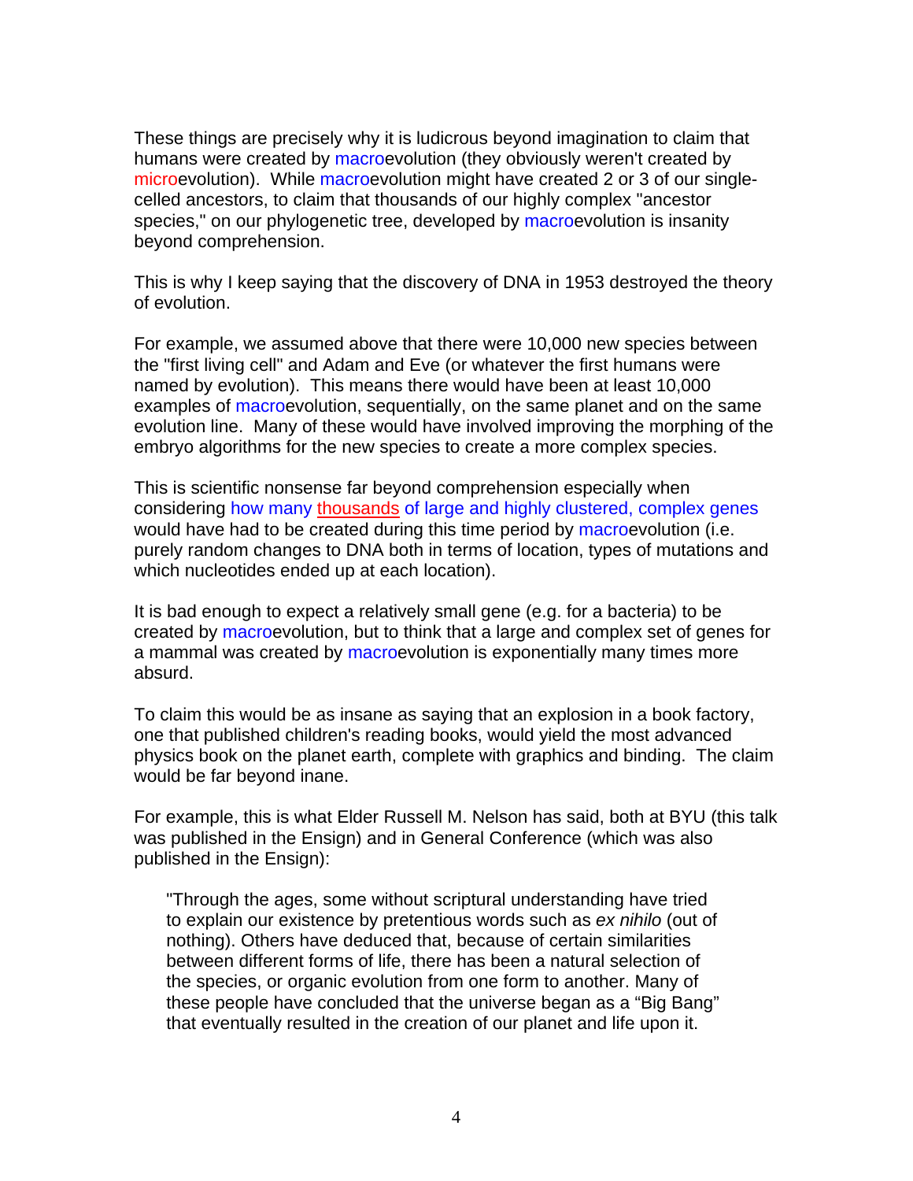These things are precisely why it is ludicrous beyond imagination to claim that humans were created by macroevolution (they obviously weren't created by microevolution). While macroevolution might have created 2 or 3 of our single-celled ancestors, to claim that thousands of our highly complex "ancestor species," on our phylogenetic tree, developed by macroevolution is insanity beyond comprehension.

This is why I keep saying that the discovery of DNA in 1953 destroyed the theory of evolution.

For example, we assumed above that there were 10,000 new species between the "first living cell" and Adam and Eve (or whatever the first humans were named by evolution). This means there would have been at least 10,000 examples of macroevolution, sequentially, on the same planet and on the same evolution line. Many of these would have involved improving the morphing of the embryo algorithms for the new species to create a more complex species.

This is scientific nonsense far beyond comprehension especially when considering how many thousands of large and highly clustered, complex genes would have had to be created during this time period by macroevolution (i.e. purely random changes to DNA both in terms of location, types of mutations and which nucleotides ended up at each location).

It is bad enough to expect a relatively small gene (e.g. for a bacteria) to be created by macroevolution, but to think that a large and complex set of genes for a mammal was created by macroevolution is exponentially many times more absurd.

To claim this would be as insane as saying that an explosion in a book factory, one that published children's reading books, would yield the most advanced physics book on the planet earth, complete with graphics and binding. The claim would be far beyond inane.

For example, this is what Elder Russell M. Nelson has said, both at BYU (this talk was published in the Ensign) and in General Conference (which was also published in the Ensign):

> "Through the ages, some without scriptural understanding have tried to explain our existence by pretentious words such as *ex nihilo* (out of nothing). Others have deduced that, because of certain similarities between different forms of life, there has been a natural selection of the species, or organic evolution from one form to another. Many of these people have concluded that the universe began as a "Big Bang" that eventually resulted in the creation of our planet and life upon it.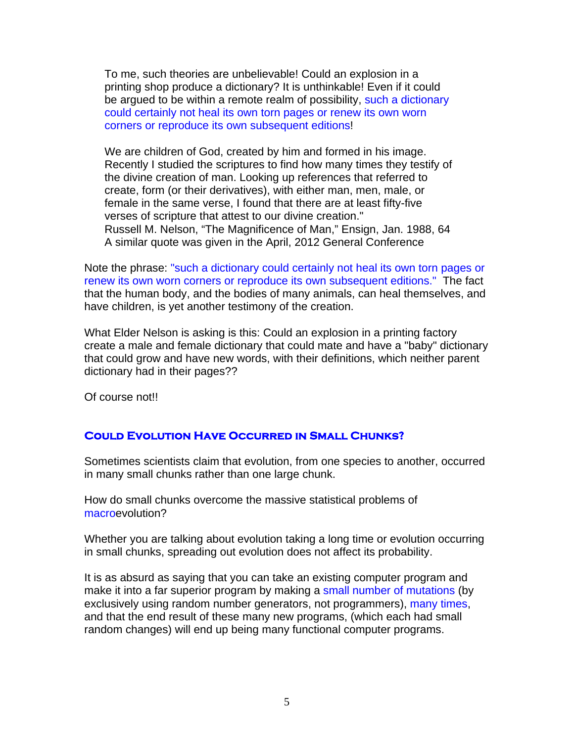> To me, such theories are unbelievable! Could an explosion in a printing shop produce a dictionary? It is unthinkable! Even if it could be argued to be within a remote realm of possibility, such a dictionary could certainly not heal its own torn pages or renew its own worn corners or reproduce its own subsequent editions!
>
> We are children of God, created by him and formed in his image. Recently I studied the scriptures to find how many times they testify of the divine creation of man. Looking up references that referred to create, form (or their derivatives), with either man, men, male, or female in the same verse, I found that there are at least fifty-five verses of scripture that attest to our divine creation."
> Russell M. Nelson, "The Magnificence of Man," Ensign, Jan. 1988, 64
> A similar quote was given in the April, 2012 General Conference

Note the phrase: "such a dictionary could certainly not heal its own torn pages or renew its own worn corners or reproduce its own subsequent editions." The fact that the human body, and the bodies of many animals, can heal themselves, and have children, is yet another testimony of the creation.

What Elder Nelson is asking is this: Could an explosion in a printing factory create a male and female dictionary that could mate and have a "baby" dictionary that could grow and have new words, with their definitions, which neither parent dictionary had in their pages??

Of course not!!

## Could Evolution Have Occurred in Small Chunks?

Sometimes scientists claim that evolution, from one species to another, occurred in many small chunks rather than one large chunk.

How do small chunks overcome the massive statistical problems of macroevolution?

Whether you are talking about evolution taking a long time or evolution occurring in small chunks, spreading out evolution does not affect its probability.

It is as absurd as saying that you can take an existing computer program and make it into a far superior program by making a small number of mutations (by exclusively using random number generators, not programmers), many times, and that the end result of these many new programs, (which each had small random changes) will end up being many functional computer programs.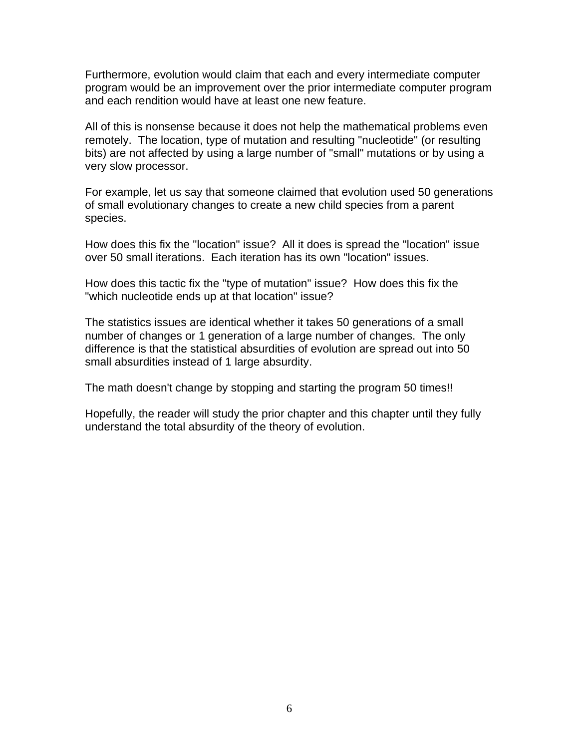Furthermore, evolution would claim that each and every intermediate computer program would be an improvement over the prior intermediate computer program and each rendition would have at least one new feature.

All of this is nonsense because it does not help the mathematical problems even remotely. The location, type of mutation and resulting "nucleotide" (or resulting bits) are not affected by using a large number of "small" mutations or by using a very slow processor.

For example, let us say that someone claimed that evolution used 50 generations of small evolutionary changes to create a new child species from a parent species.

How does this fix the "location" issue? All it does is spread the "location" issue over 50 small iterations. Each iteration has its own "location" issues.

How does this tactic fix the "type of mutation" issue? How does this fix the "which nucleotide ends up at that location" issue?

The statistics issues are identical whether it takes 50 generations of a small number of changes or 1 generation of a large number of changes. The only difference is that the statistical absurdities of evolution are spread out into 50 small absurdities instead of 1 large absurdity.

The math doesn't change by stopping and starting the program 50 times!!

Hopefully, the reader will study the prior chapter and this chapter until they fully understand the total absurdity of the theory of evolution.